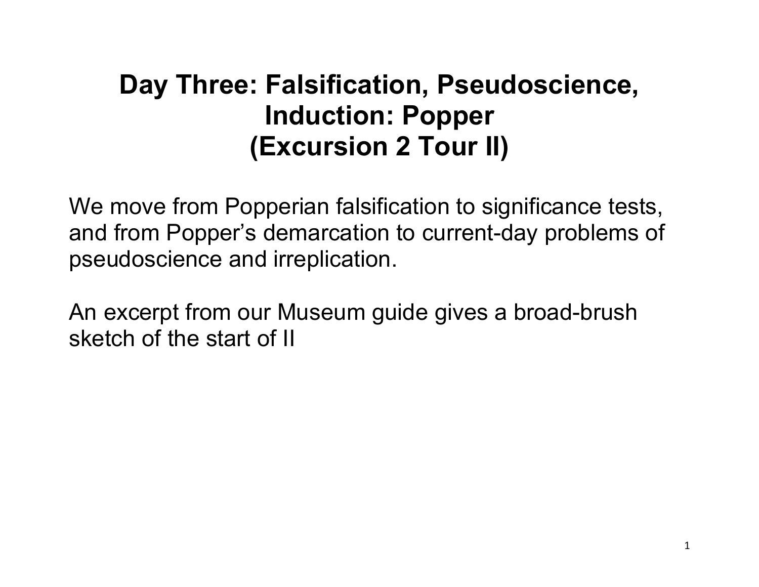# Day Three: Falsification, Pseudoscience, Induction: Popper (Excursion 2 Tour II)

We move from Popperian falsification to significance tests, and from Popper's demarcation to current-day problems of pseudoscience and irreplication.

An excerpt from our Museum guide gives a broad-brush sketch of the start of II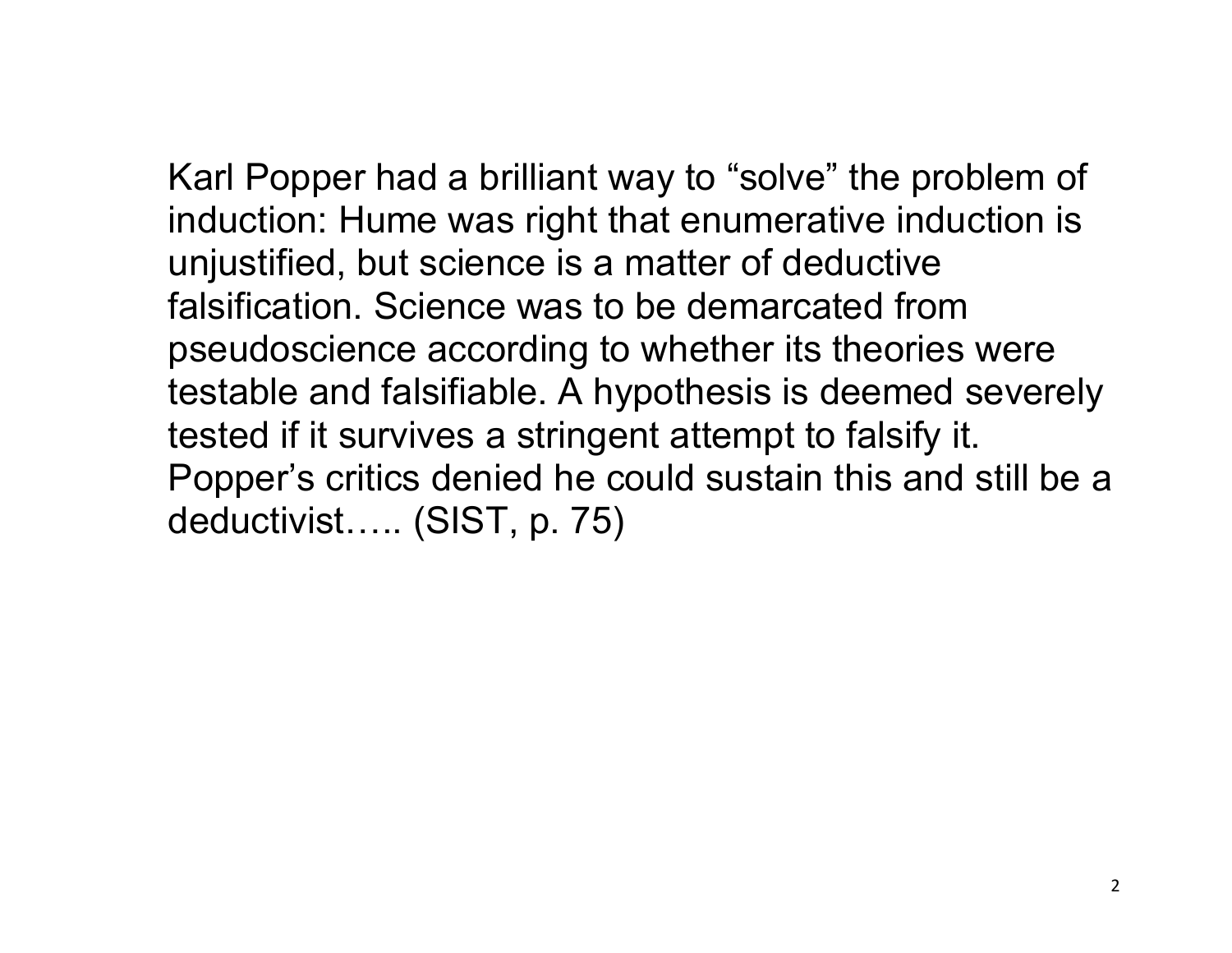Karl Popper had a brilliant way to "solve" the problem of induction: Hume was right that enumerative induction is unjustified, but science is a matter of deductive falsification. Science was to be demarcated from pseudoscience according to whether its theories were testable and falsifiable. A hypothesis is deemed severely tested if it survives a stringent attempt to falsify it. Popper's critics denied he could sustain this and still be a deductivist….. (SIST, p. 75)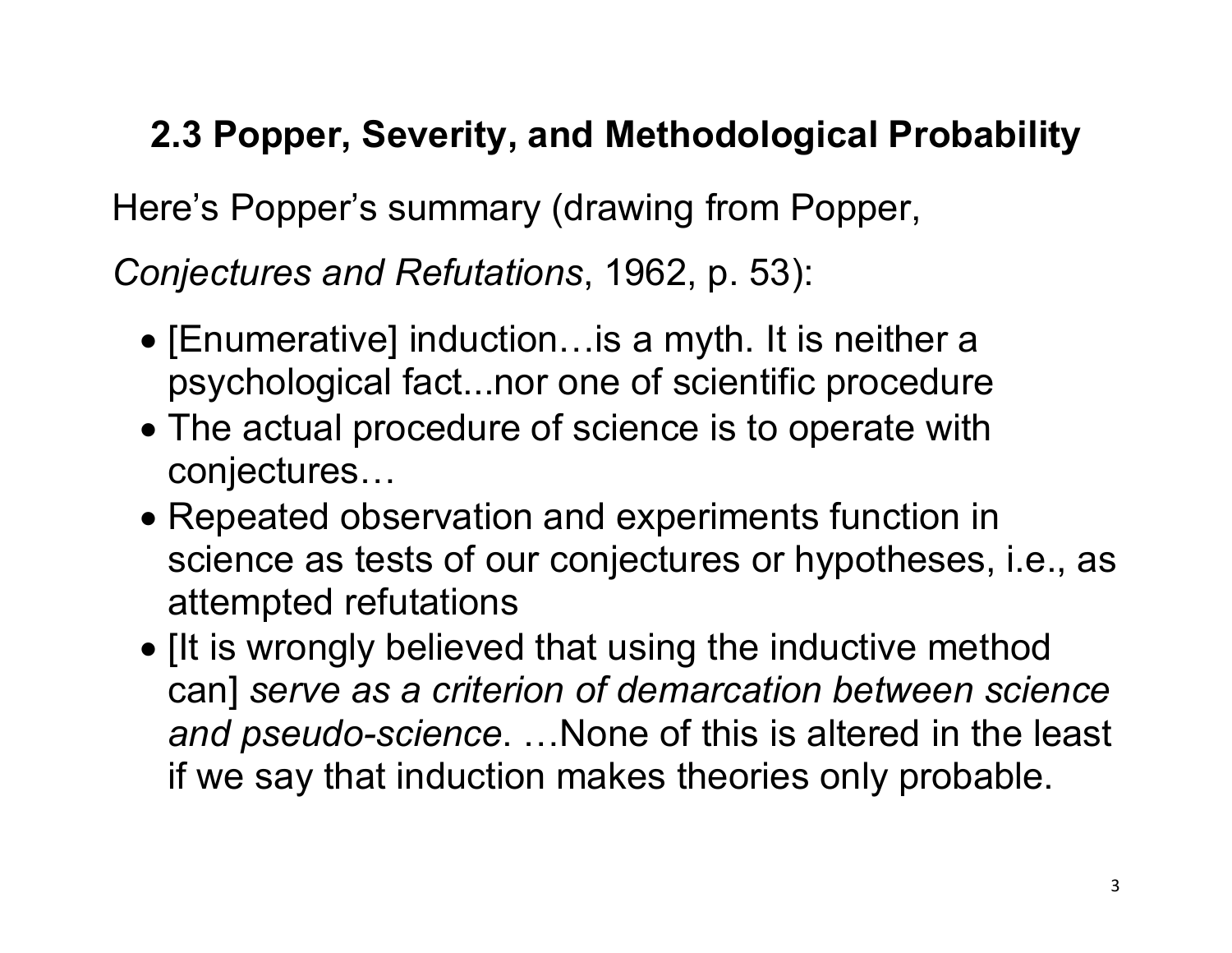## 2.3 Popper, Severity, and Methodological Probability

Here's Popper's summary (drawing from Popper, *Conjectures and Refutations*, 1962, p. 53):

- [Enumerative] induction…is a myth. It is neither a psychological fact...nor one of scientific procedure
- The actual procedure of science is to operate with conjectures…
- Repeated observation and experiments function in science as tests of our conjectures or hypotheses, i.e., as attempted refutations
- [It is wrongly believed that using the inductive method can] *serve as a criterion of demarcation between science and pseudo-science*. …None of this is altered in the least if we say that induction makes theories only probable.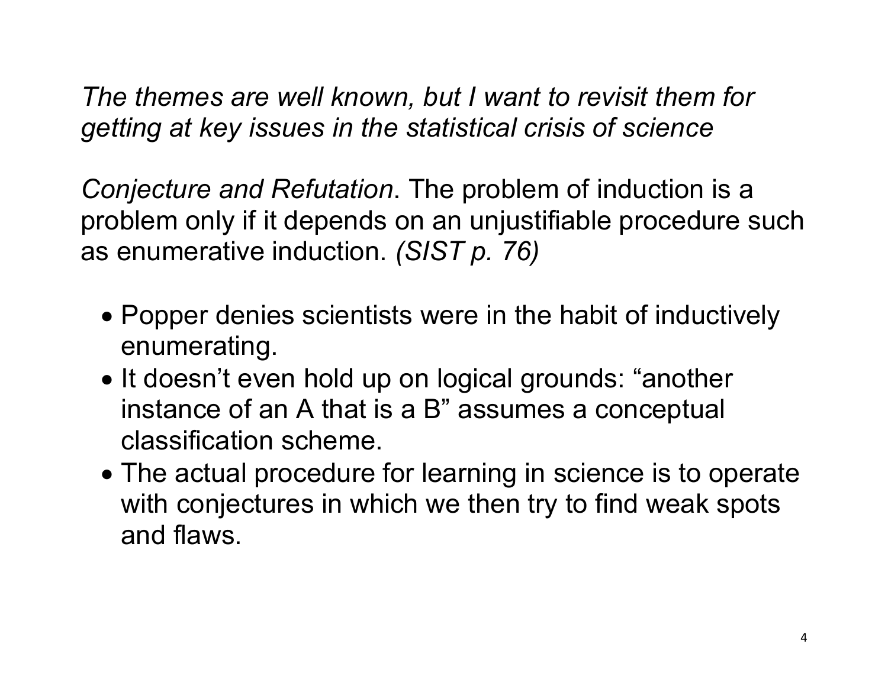*The themes are well known, but I want to revisit them for getting at key issues in the statistical crisis of science*

*Conjecture and Refutation*. The problem of induction is a problem only if it depends on an unjustifiable procedure such as enumerative induction. *(SIST p. 76)*

- Popper denies scientists were in the habit of inductively enumerating.
- It doesn't even hold up on logical grounds: "another instance of an A that is a B" assumes a conceptual classification scheme.
- The actual procedure for learning in science is to operate with conjectures in which we then try to find weak spots and flaws.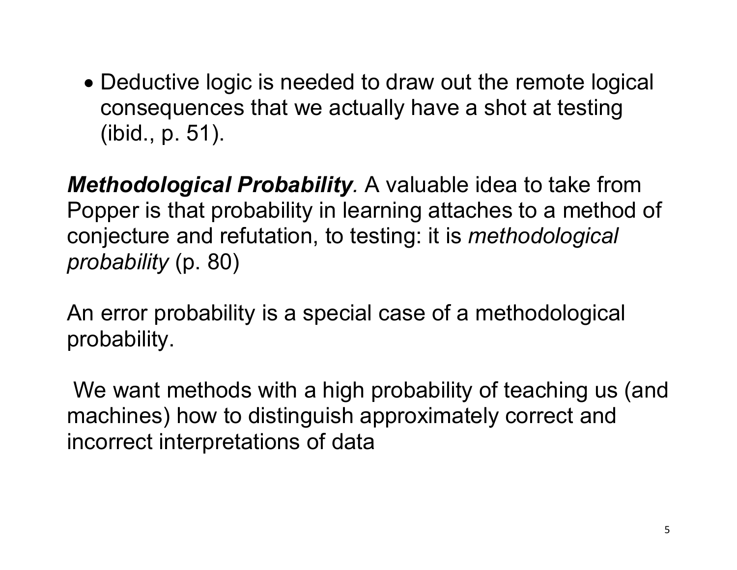- Deductive logic is needed to draw out the remote logical consequences that we actually have a shot at testing (ibid., p. 51).

***Methodological Probability***. A valuable idea to take from Popper is that probability in learning attaches to a method of conjecture and refutation, to testing: it is *methodological probability* (p. 80)

An error probability is a special case of a methodological probability.

We want methods with a high probability of teaching us (and machines) how to distinguish approximately correct and incorrect interpretations of data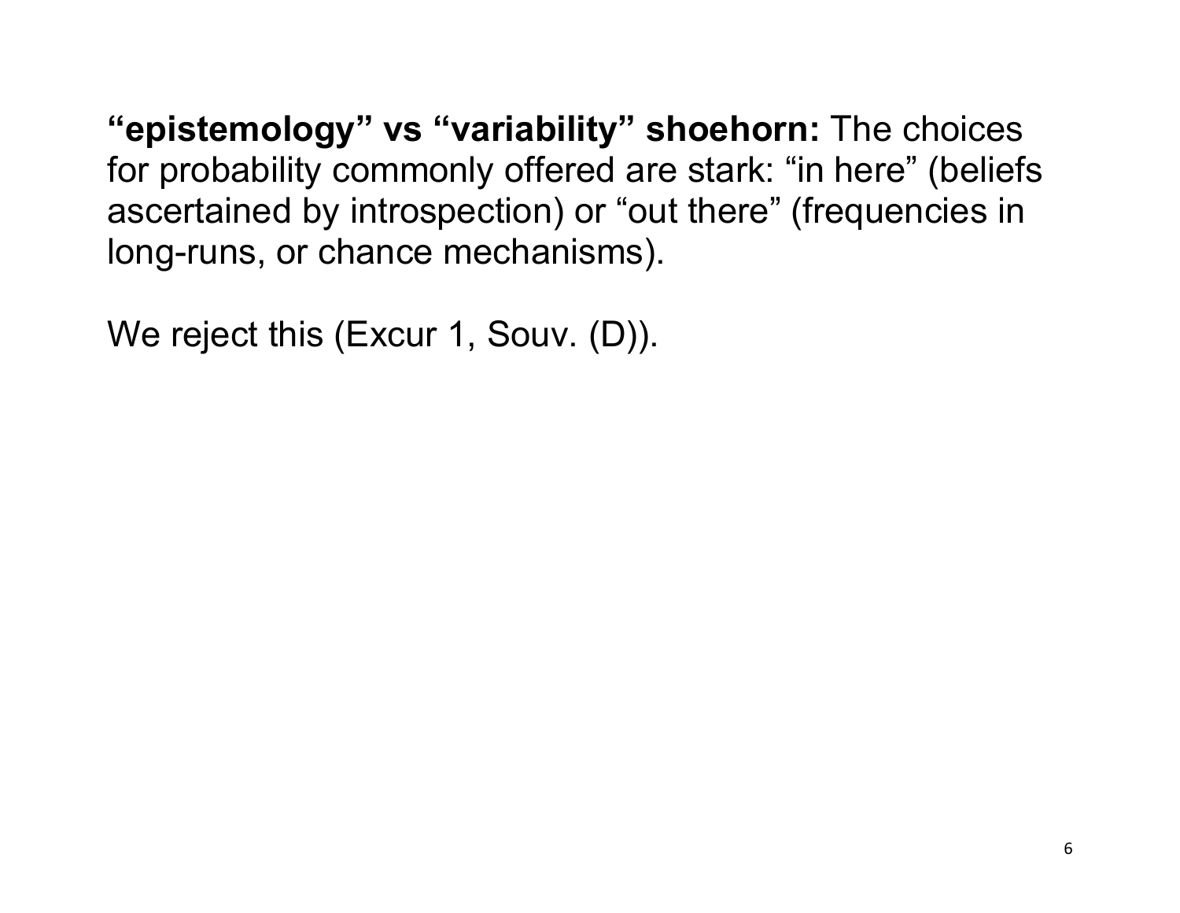**“epistemology” vs “variability” shoehorn:** The choices for probability commonly offered are stark: “in here” (beliefs ascertained by introspection) or “out there” (frequencies in long-runs, or chance mechanisms).

We reject this (Excur 1, Souv. (D)).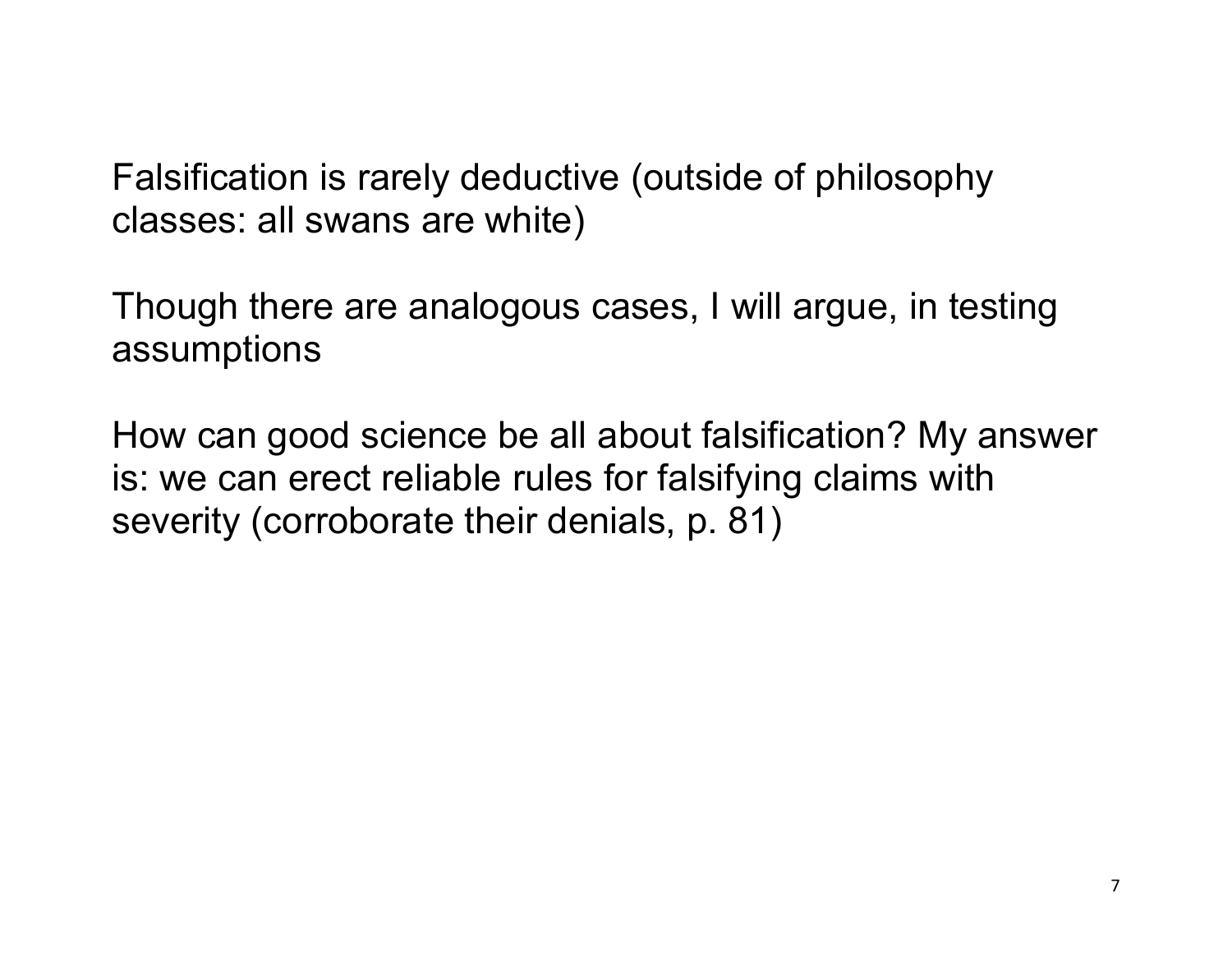Falsification is rarely deductive (outside of philosophy classes: all swans are white)

Though there are analogous cases, I will argue, in testing assumptions

How can good science be all about falsification? My answer is: we can erect reliable rules for falsifying claims with severity (corroborate their denials, p. 81)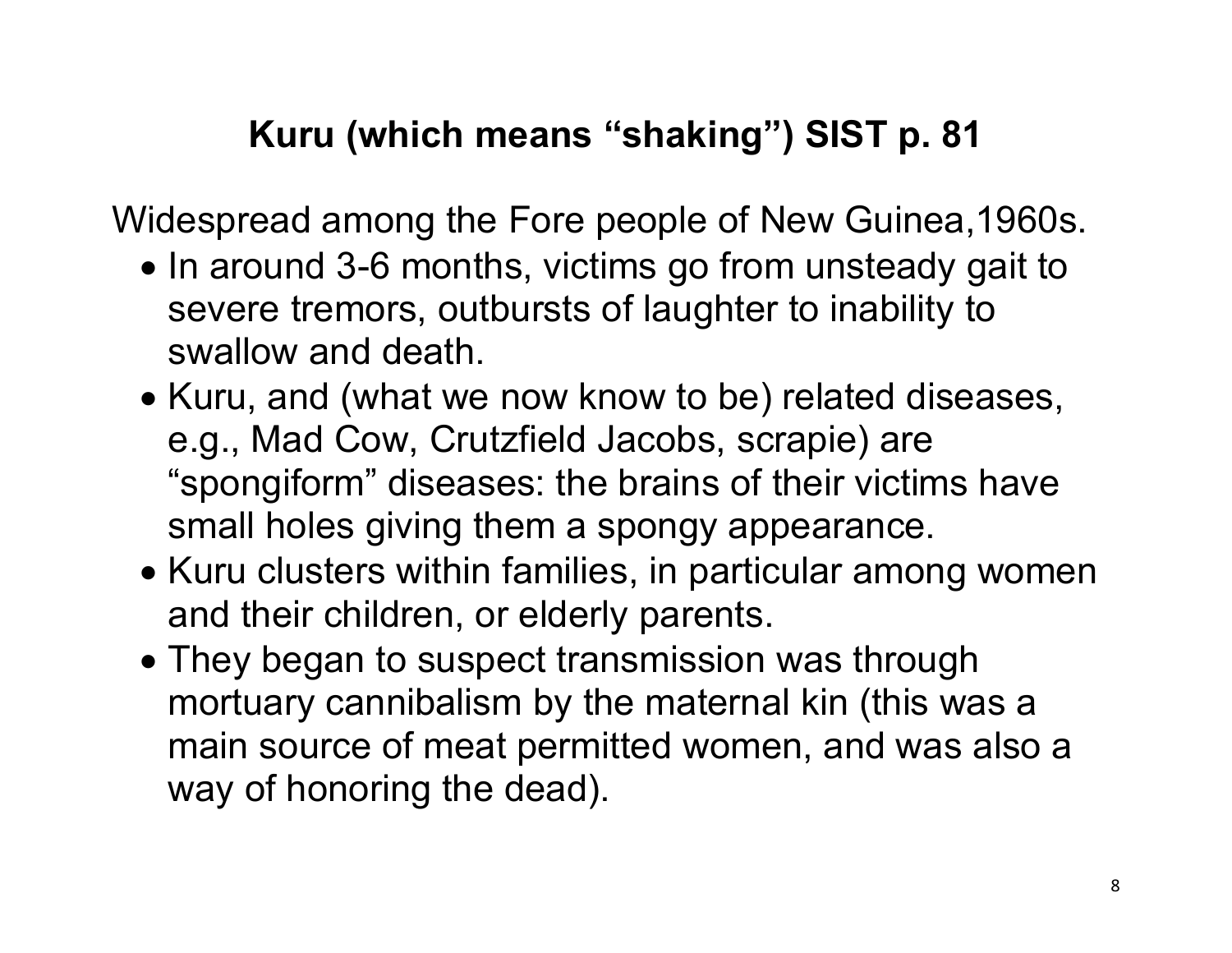## Kuru (which means “shaking”) SIST p. 81

Widespread among the Fore people of New Guinea,1960s.

- In around 3-6 months, victims go from unsteady gait to severe tremors, outbursts of laughter to inability to swallow and death.
- Kuru, and (what we now know to be) related diseases, e.g., Mad Cow, Crutzfield Jacobs, scrapie) are “spongiform” diseases: the brains of their victims have small holes giving them a spongy appearance.
- Kuru clusters within families, in particular among women and their children, or elderly parents.
- They began to suspect transmission was through mortuary cannibalism by the maternal kin (this was a main source of meat permitted women, and was also a way of honoring the dead).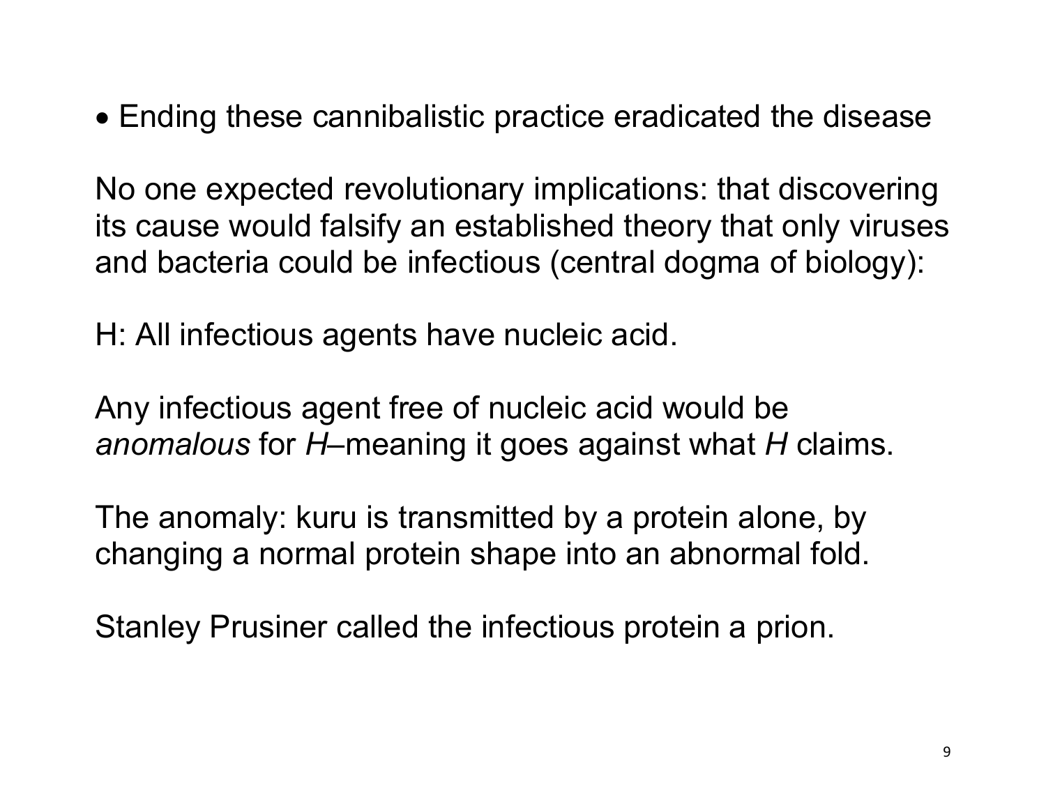- Ending these cannibalistic practice eradicated the disease

No one expected revolutionary implications: that discovering its cause would falsify an established theory that only viruses and bacteria could be infectious (central dogma of biology):

H: All infectious agents have nucleic acid.

Any infectious agent free of nucleic acid would be *anomalous* for *H*–meaning it goes against what *H* claims.

The anomaly: kuru is transmitted by a protein alone, by changing a normal protein shape into an abnormal fold.

Stanley Prusiner called the infectious protein a prion.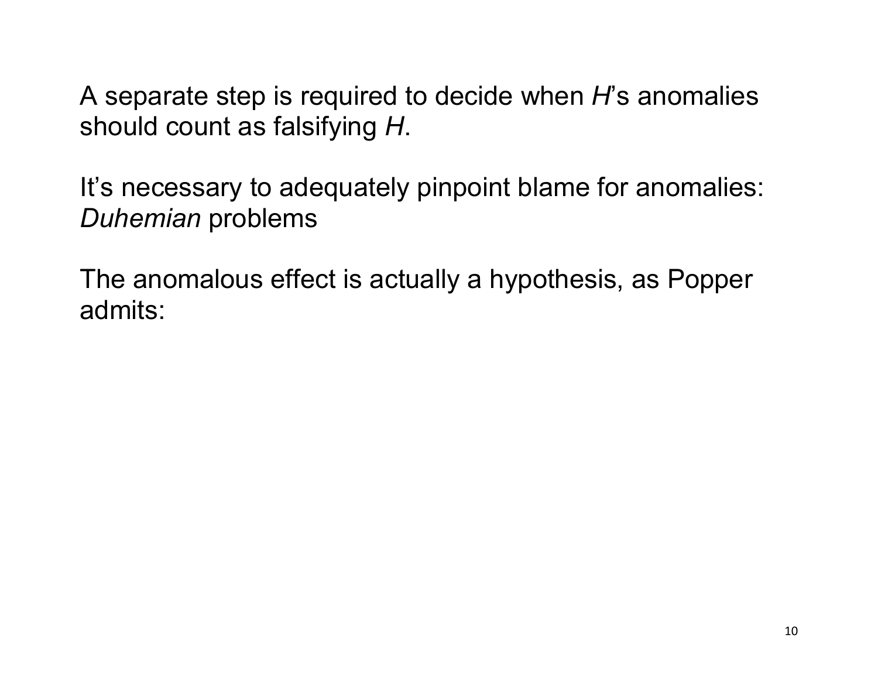A separate step is required to decide when *H*'s anomalies should count as falsifying *H*.

It's necessary to adequately pinpoint blame for anomalies: *Duhemian* problems

The anomalous effect is actually a hypothesis, as Popper admits: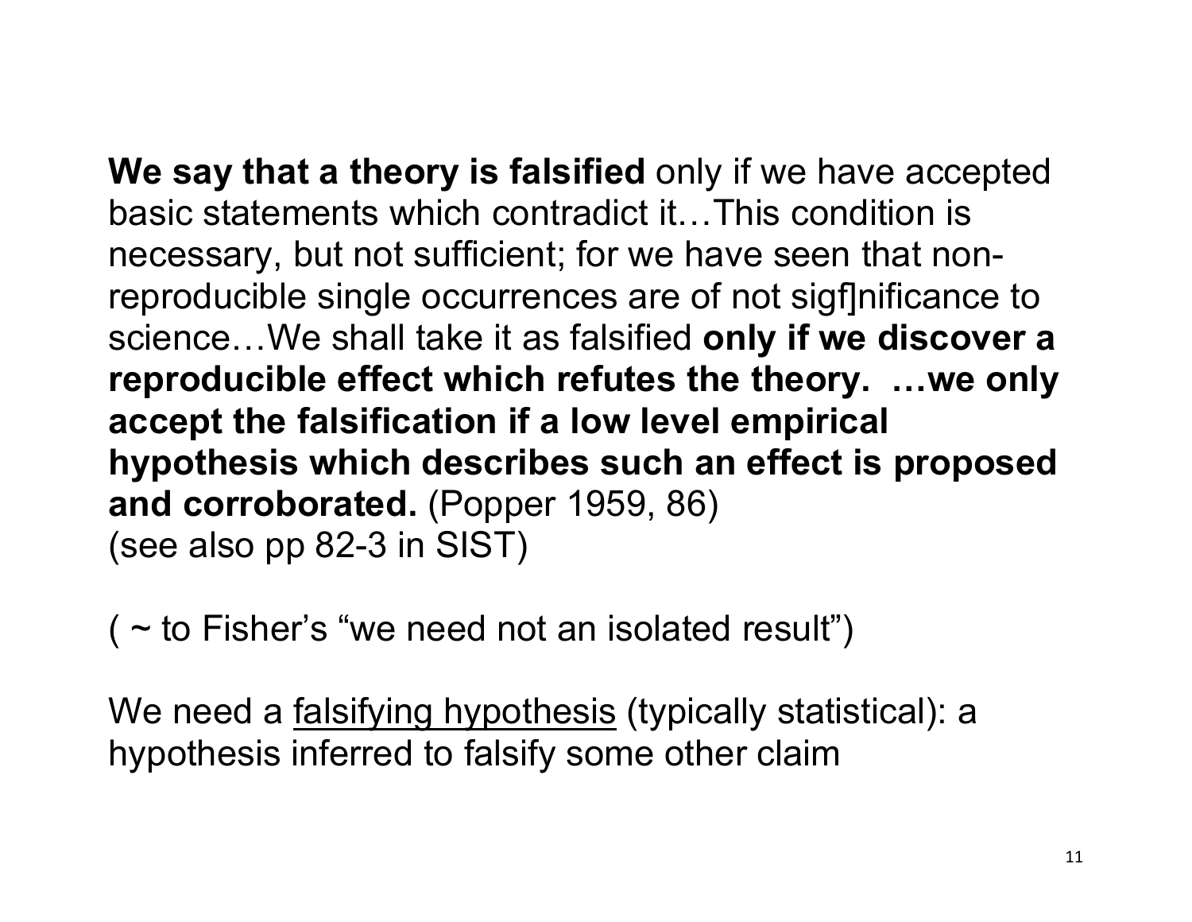**We say that a theory is falsified** only if we have accepted basic statements which contradict it…This condition is necessary, but not sufficient; for we have seen that non-reproducible single occurrences are of not sigf]nificance to science…We shall take it as falsified **only if we discover a reproducible effect which refutes the theory. …we only accept the falsification if a low level empirical hypothesis which describes such an effect is proposed and corroborated.** (Popper 1959, 86)
(see also pp 82-3 in SIST)

( ~ to Fisher's "we need not an isolated result")

We need a <u>falsifying hypothesis</u> (typically statistical): a hypothesis inferred to falsify some other claim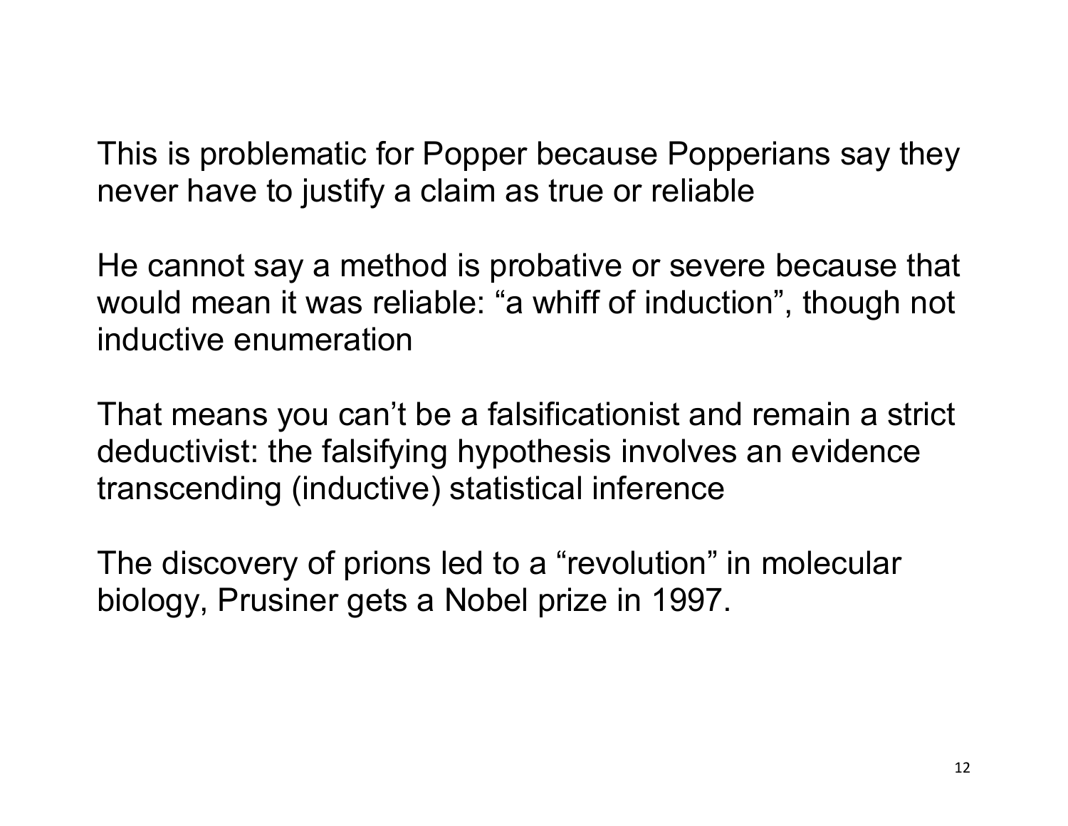This is problematic for Popper because Popperians say they never have to justify a claim as true or reliable

He cannot say a method is probative or severe because that would mean it was reliable: “a whiff of induction”, though not inductive enumeration

That means you can’t be a falsificationist and remain a strict deductivist: the falsifying hypothesis involves an evidence transcending (inductive) statistical inference

The discovery of prions led to a “revolution” in molecular biology, Prusiner gets a Nobel prize in 1997.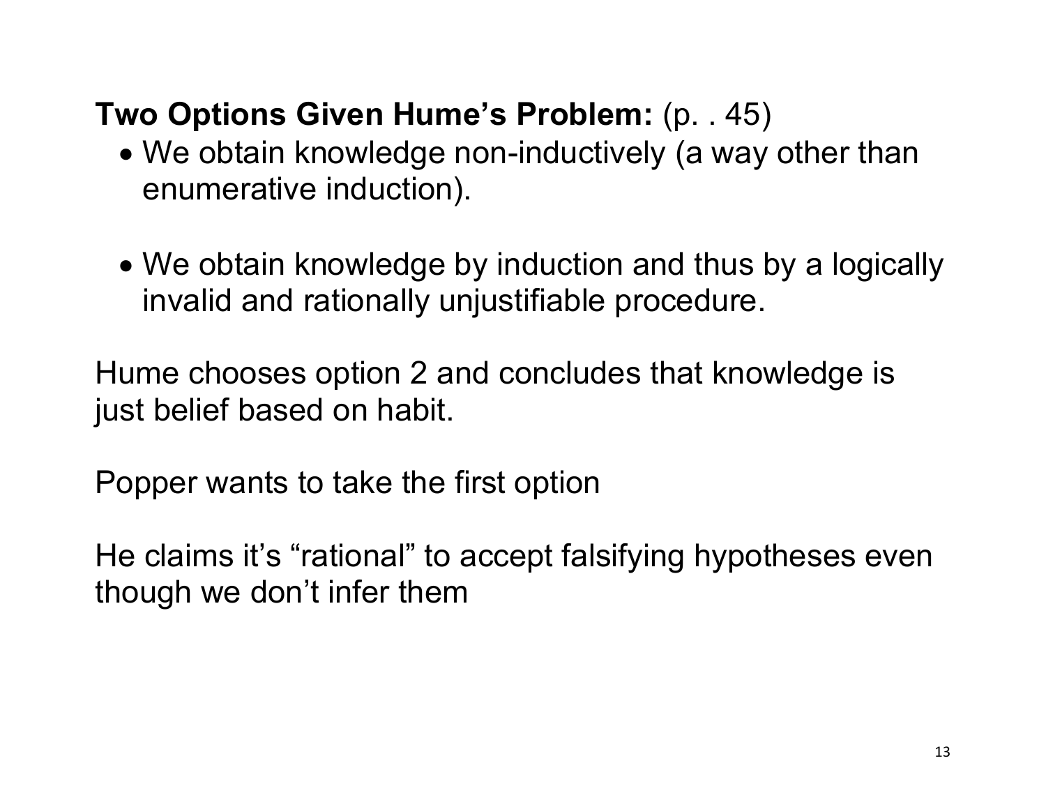**Two Options Given Hume's Problem:** (p. . 45)

- We obtain knowledge non-inductively (a way other than enumerative induction).

- We obtain knowledge by induction and thus by a logically invalid and rationally unjustifiable procedure.

Hume chooses option 2 and concludes that knowledge is just belief based on habit.

Popper wants to take the first option

He claims it's "rational" to accept falsifying hypotheses even though we don't infer them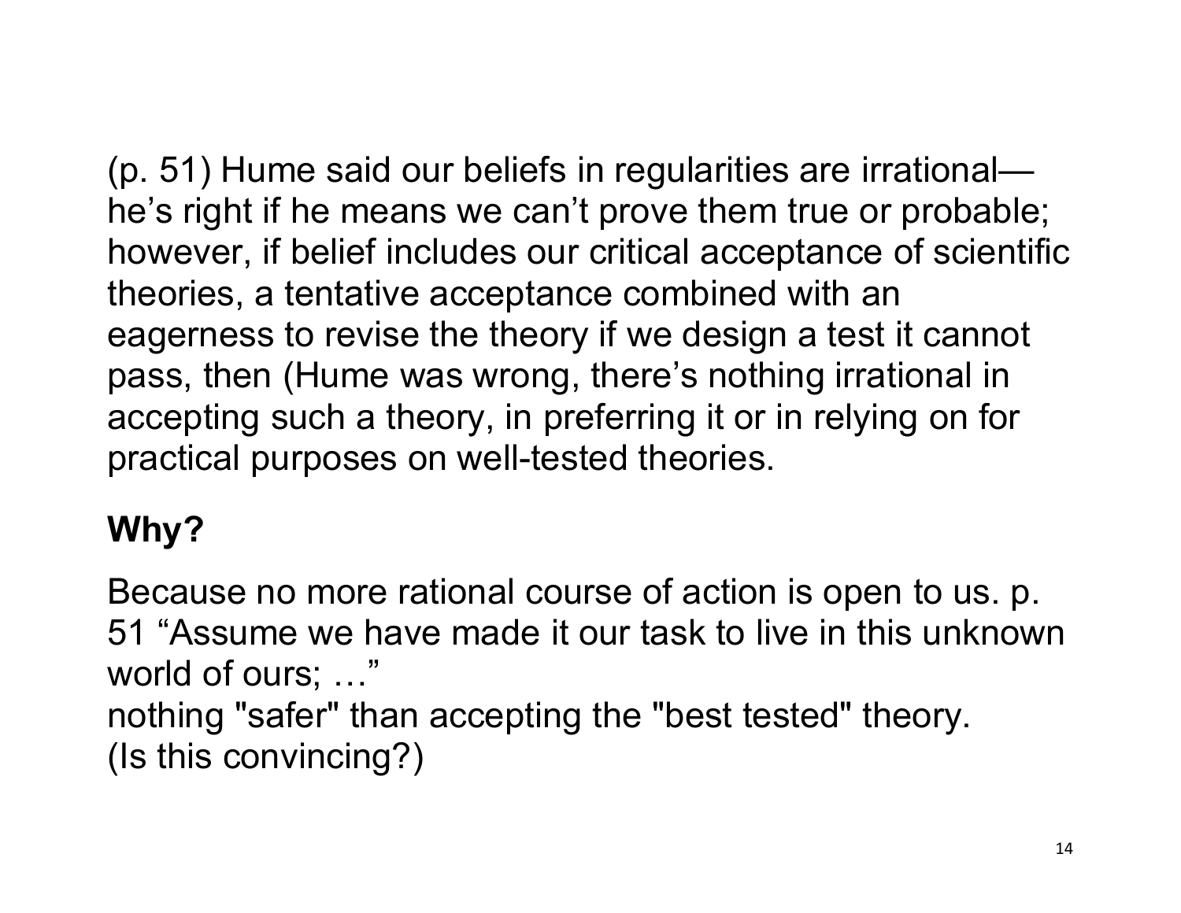(p. 51) Hume said our beliefs in regularities are irrational—he's right if he means we can't prove them true or probable; however, if belief includes our critical acceptance of scientific theories, a tentative acceptance combined with an eagerness to revise the theory if we design a test it cannot pass, then (Hume was wrong, there's nothing irrational in accepting such a theory, in preferring it or in relying on for practical purposes on well-tested theories.

**Why?**

Because no more rational course of action is open to us. p. 51 "Assume we have made it our task to live in this unknown world of ours; …"
nothing "safer" than accepting the "best tested" theory.
(Is this convincing?)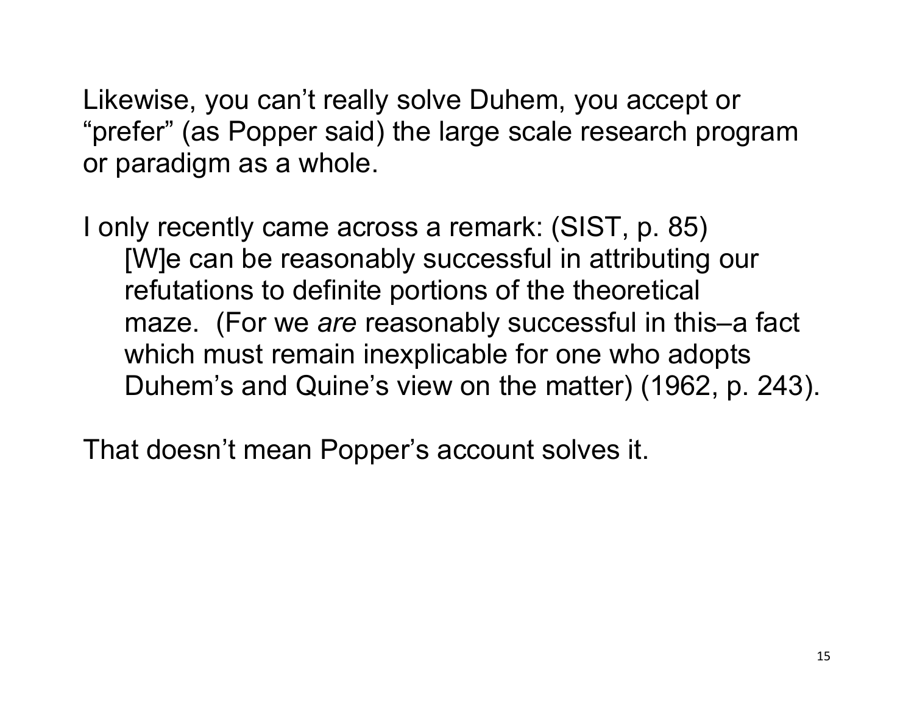Likewise, you can't really solve Duhem, you accept or "prefer" (as Popper said) the large scale research program or paradigm as a whole.

I only recently came across a remark: (SIST, p. 85)

> [W]e can be reasonably successful in attributing our refutations to definite portions of the theoretical maze. (For we *are* reasonably successful in this–a fact which must remain inexplicable for one who adopts Duhem's and Quine's view on the matter) (1962, p. 243).

That doesn't mean Popper's account solves it.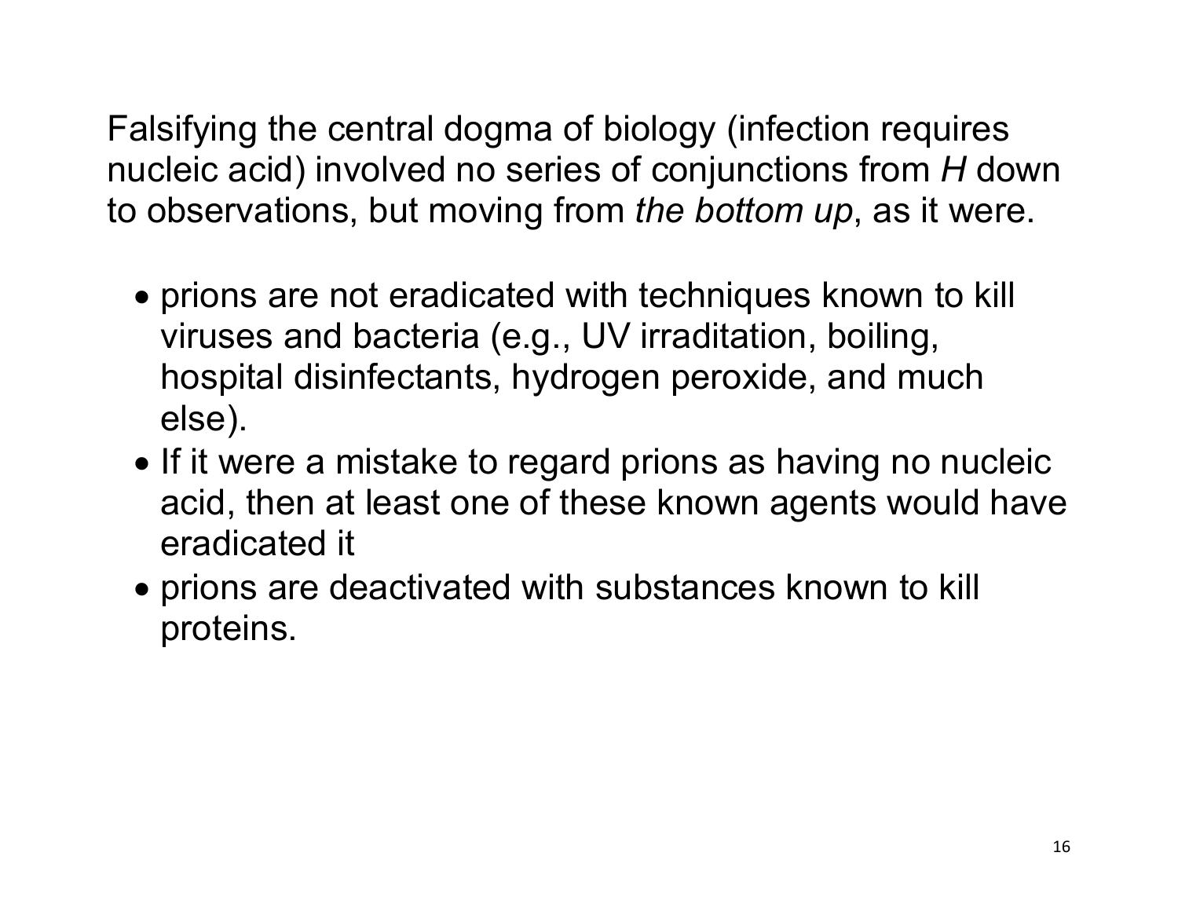Falsifying the central dogma of biology (infection requires nucleic acid) involved no series of conjunctions from *H* down to observations, but moving from *the bottom up*, as it were.

- prions are not eradicated with techniques known to kill viruses and bacteria (e.g., UV irraditation, boiling, hospital disinfectants, hydrogen peroxide, and much else).
- If it were a mistake to regard prions as having no nucleic acid, then at least one of these known agents would have eradicated it
- prions are deactivated with substances known to kill proteins.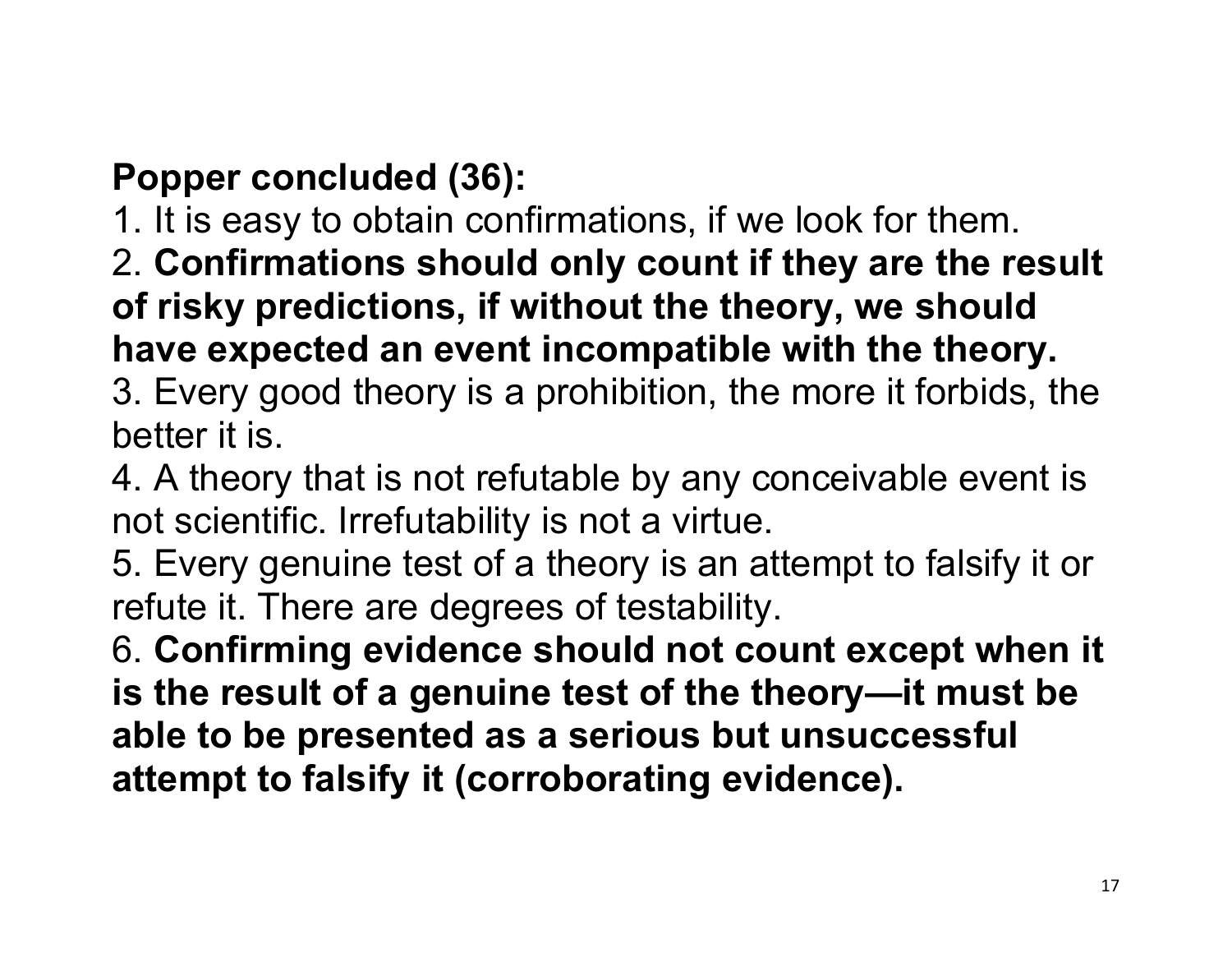**Popper concluded (36):**

1. It is easy to obtain confirmations, if we look for them.
2. **Confirmations should only count if they are the result of risky predictions, if without the theory, we should have expected an event incompatible with the theory.**
3. Every good theory is a prohibition, the more it forbids, the better it is.
4. A theory that is not refutable by any conceivable event is not scientific. Irrefutability is not a virtue.
5. Every genuine test of a theory is an attempt to falsify it or refute it. There are degrees of testability.
6. **Confirming evidence should not count except when it is the result of a genuine test of the theory—it must be able to be presented as a serious but unsuccessful attempt to falsify it (corroborating evidence).**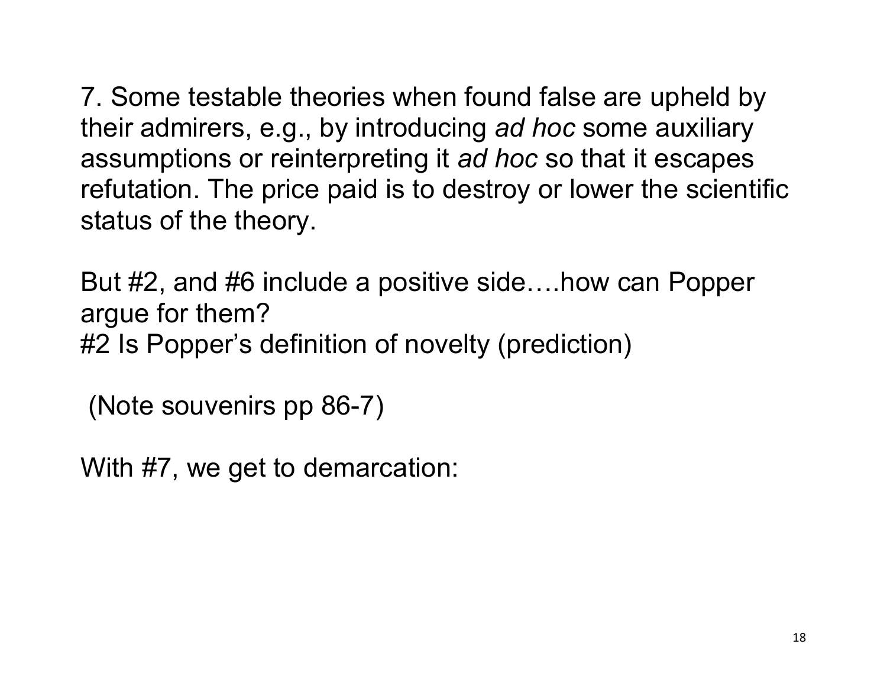7. Some testable theories when found false are upheld by their admirers, e.g., by introducing *ad hoc* some auxiliary assumptions or reinterpreting it *ad hoc* so that it escapes refutation. The price paid is to destroy or lower the scientific status of the theory.

But #2, and #6 include a positive side….how can Popper argue for them?
#2 Is Popper's definition of novelty (prediction)

(Note souvenirs pp 86-7)

With #7, we get to demarcation: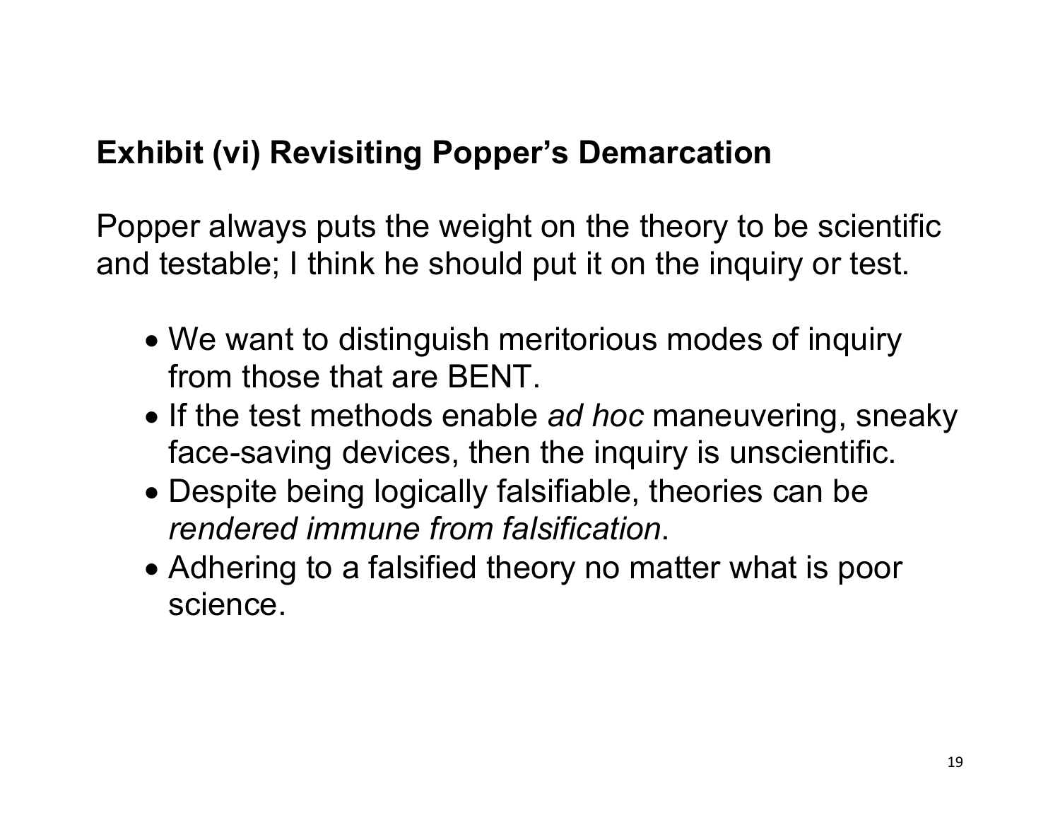## Exhibit (vi) Revisiting Popper's Demarcation

Popper always puts the weight on the theory to be scientific and testable; I think he should put it on the inquiry or test.

- We want to distinguish meritorious modes of inquiry from those that are BENT.
- If the test methods enable *ad hoc* maneuvering, sneaky face-saving devices, then the inquiry is unscientific.
- Despite being logically falsifiable, theories can be *rendered immune from falsification*.
- Adhering to a falsified theory no matter what is poor science.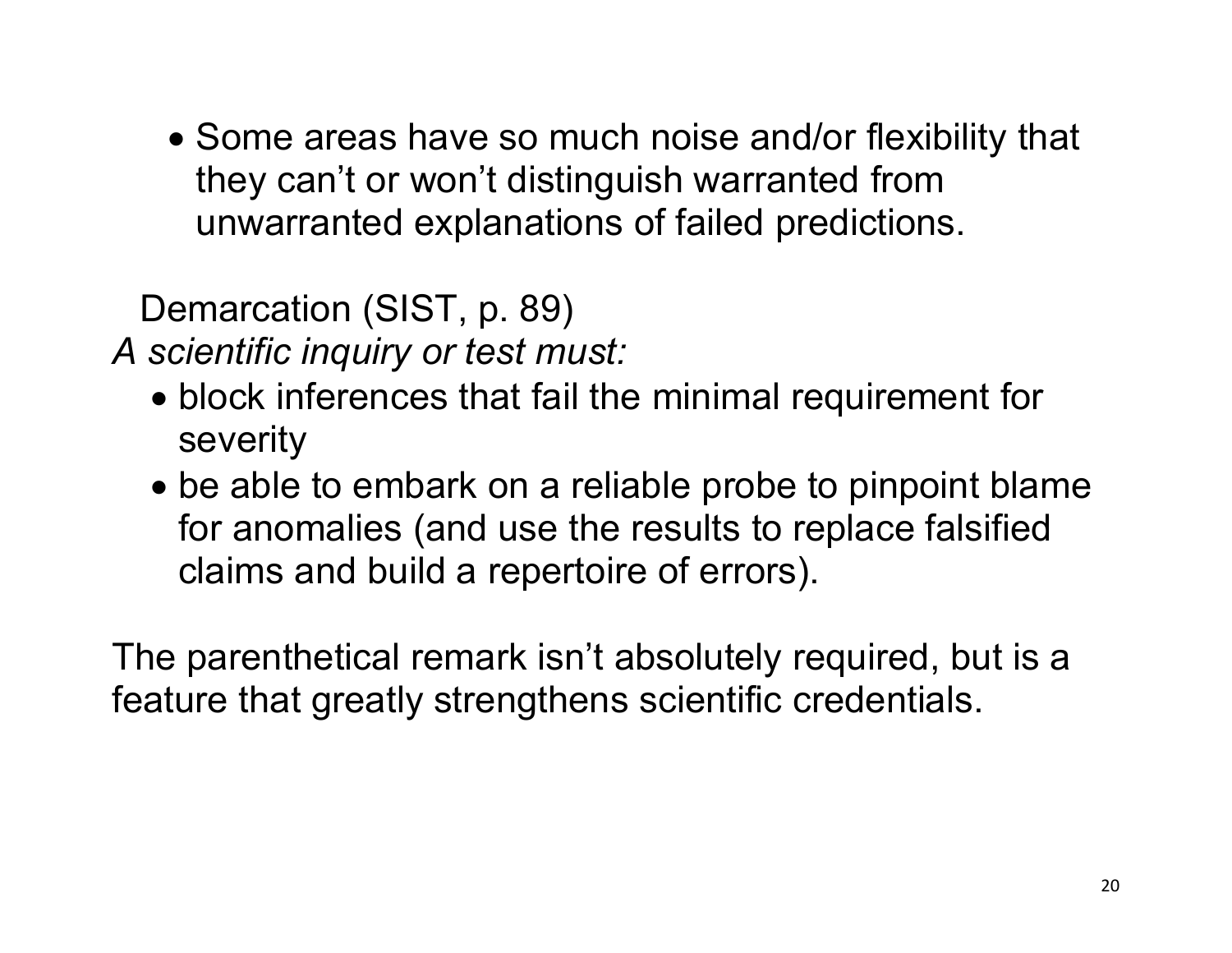- Some areas have so much noise and/or flexibility that they can't or won't distinguish warranted from unwarranted explanations of failed predictions.

Demarcation (SIST, p. 89)

*A scientific inquiry or test must:*

- block inferences that fail the minimal requirement for severity
- be able to embark on a reliable probe to pinpoint blame for anomalies (and use the results to replace falsified claims and build a repertoire of errors).

The parenthetical remark isn't absolutely required, but is a feature that greatly strengthens scientific credentials.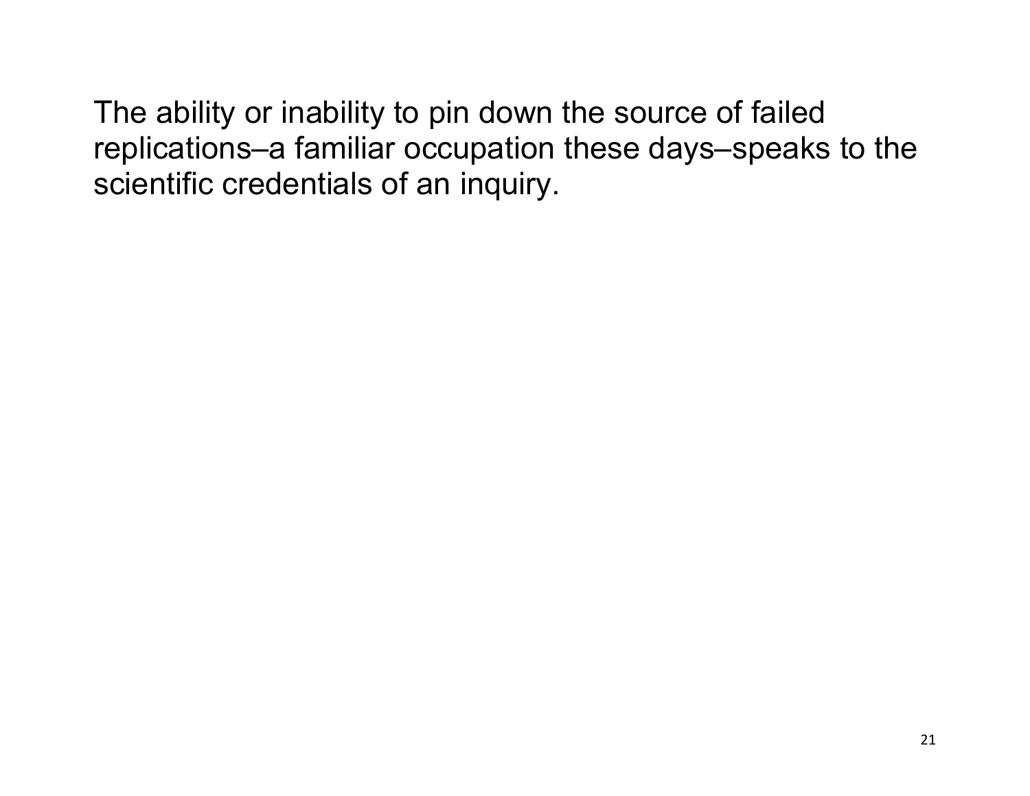The ability or inability to pin down the source of failed replications–a familiar occupation these days–speaks to the scientific credentials of an inquiry.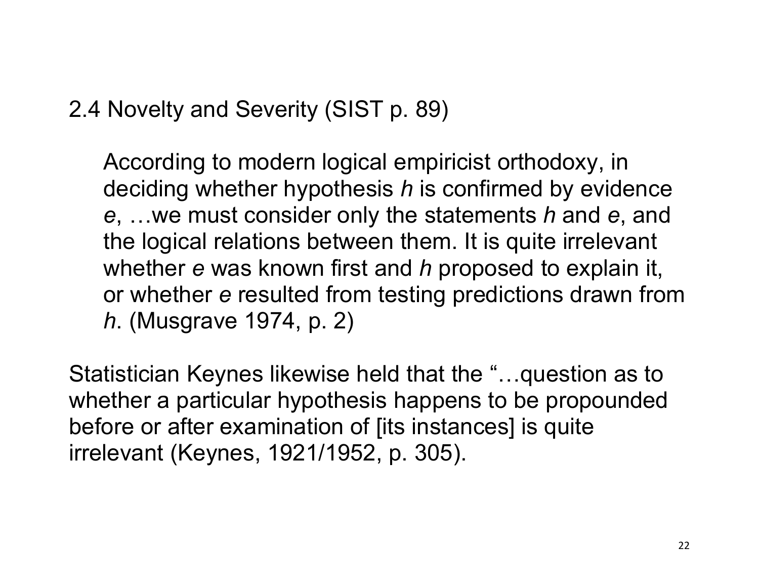## 2.4 Novelty and Severity (SIST p. 89)

> According to modern logical empiricist orthodoxy, in deciding whether hypothesis *h* is confirmed by evidence *e*, …we must consider only the statements *h* and *e*, and the logical relations between them. It is quite irrelevant whether *e* was known first and *h* proposed to explain it, or whether *e* resulted from testing predictions drawn from *h*. (Musgrave 1974, p. 2)

Statistician Keynes likewise held that the "…question as to whether a particular hypothesis happens to be propounded before or after examination of [its instances] is quite irrelevant (Keynes, 1921/1952, p. 305).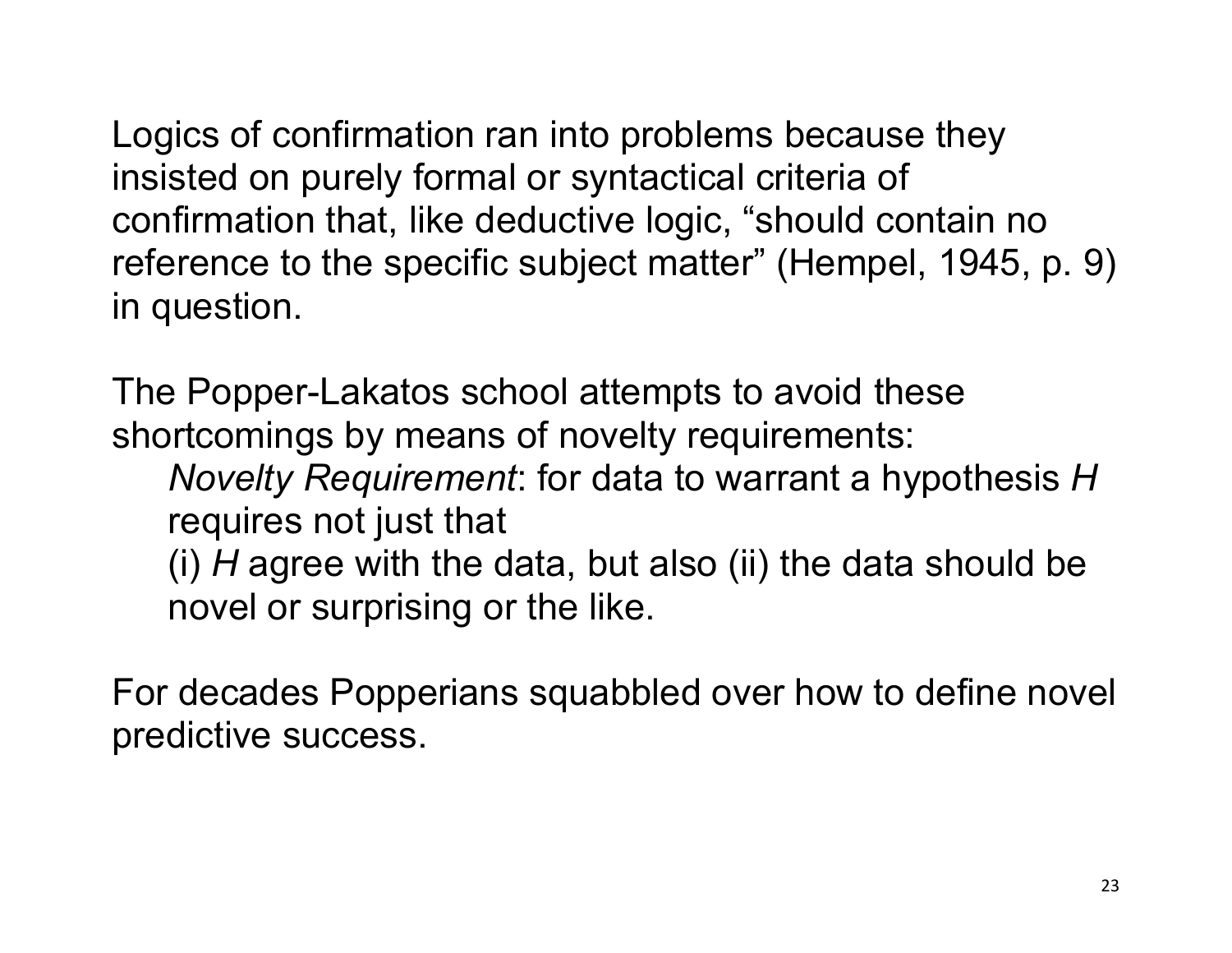Logics of confirmation ran into problems because they insisted on purely formal or syntactical criteria of confirmation that, like deductive logic, "should contain no reference to the specific subject matter" (Hempel, 1945, p. 9) in question.

The Popper-Lakatos school attempts to avoid these shortcomings by means of novelty requirements:

> *Novelty Requirement*: for data to warrant a hypothesis *H* requires not just that
> (i) *H* agree with the data, but also (ii) the data should be novel or surprising or the like.

For decades Popperians squabbled over how to define novel predictive success.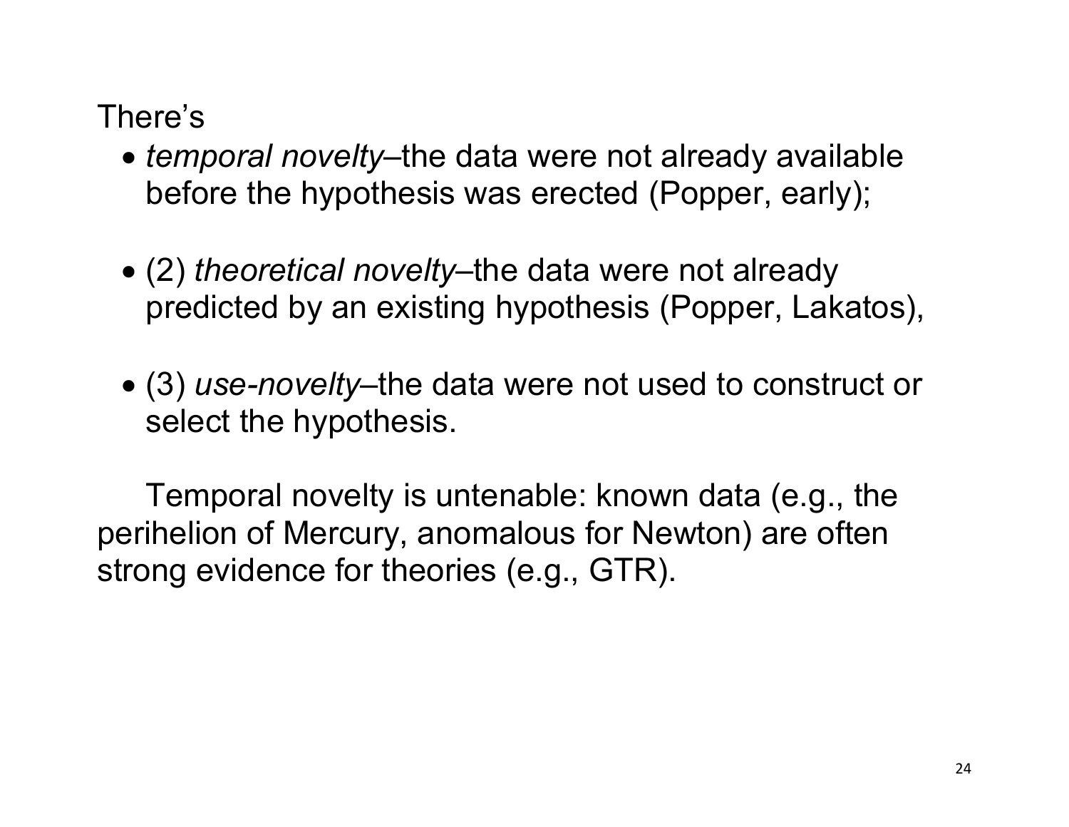There's

- *temporal novelty*–the data were not already available before the hypothesis was erected (Popper, early);

- (2) *theoretical novelty*–the data were not already predicted by an existing hypothesis (Popper, Lakatos),

- (3) *use-novelty*–the data were not used to construct or select the hypothesis.

Temporal novelty is untenable: known data (e.g., the perihelion of Mercury, anomalous for Newton) are often strong evidence for theories (e.g., GTR).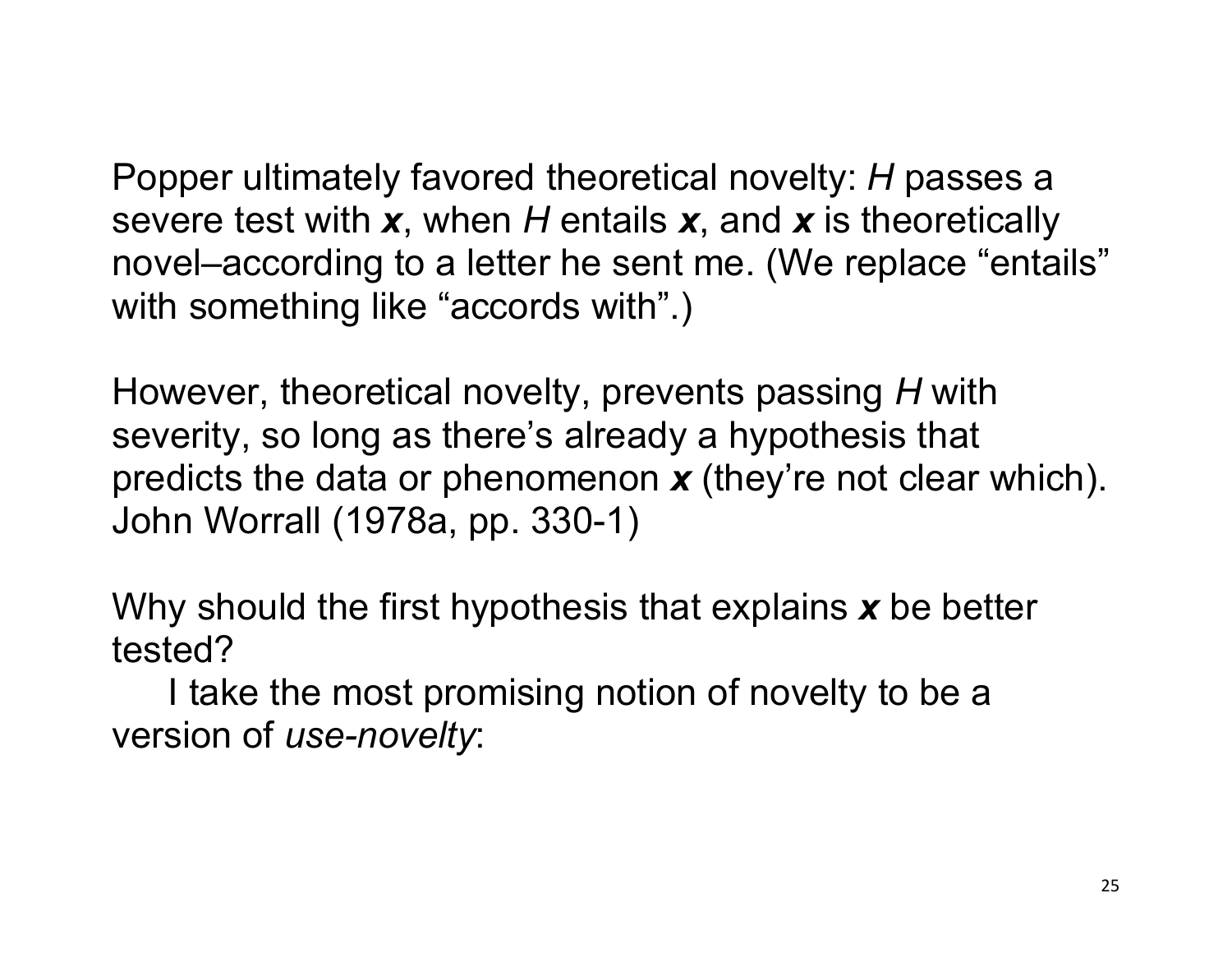Popper ultimately favored theoretical novelty: *H* passes a severe test with ***x***, when *H* entails ***x***, and ***x*** is theoretically novel–according to a letter he sent me. (We replace "entails" with something like "accords with".)

However, theoretical novelty, prevents passing *H* with severity, so long as there's already a hypothesis that predicts the data or phenomenon ***x*** (they're not clear which). John Worrall (1978a, pp. 330-1)

Why should the first hypothesis that explains ***x*** be better tested?

I take the most promising notion of novelty to be a version of *use-novelty*: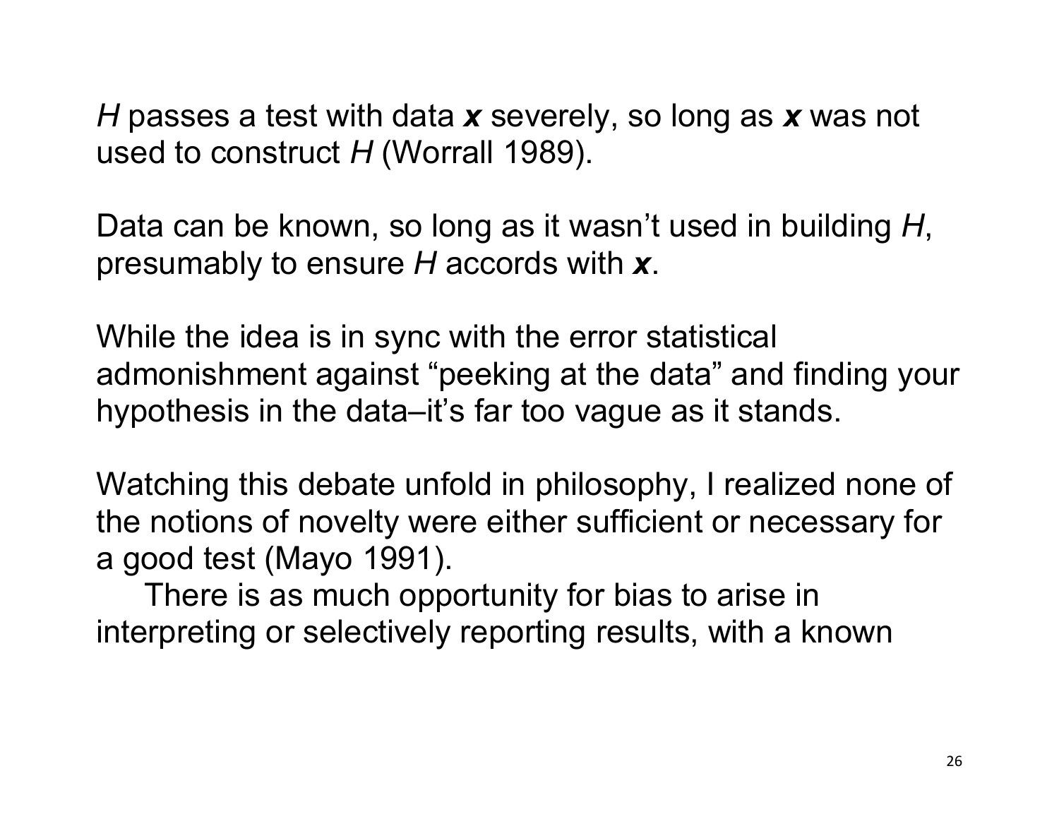*H* passes a test with data ***x*** severely, so long as ***x*** was not used to construct *H* (Worrall 1989).

Data can be known, so long as it wasn't used in building *H*, presumably to ensure *H* accords with ***x***.

While the idea is in sync with the error statistical admonishment against "peeking at the data" and finding your hypothesis in the data–it's far too vague as it stands.

Watching this debate unfold in philosophy, I realized none of the notions of novelty were either sufficient or necessary for a good test (Mayo 1991).

There is as much opportunity for bias to arise in interpreting or selectively reporting results, with a known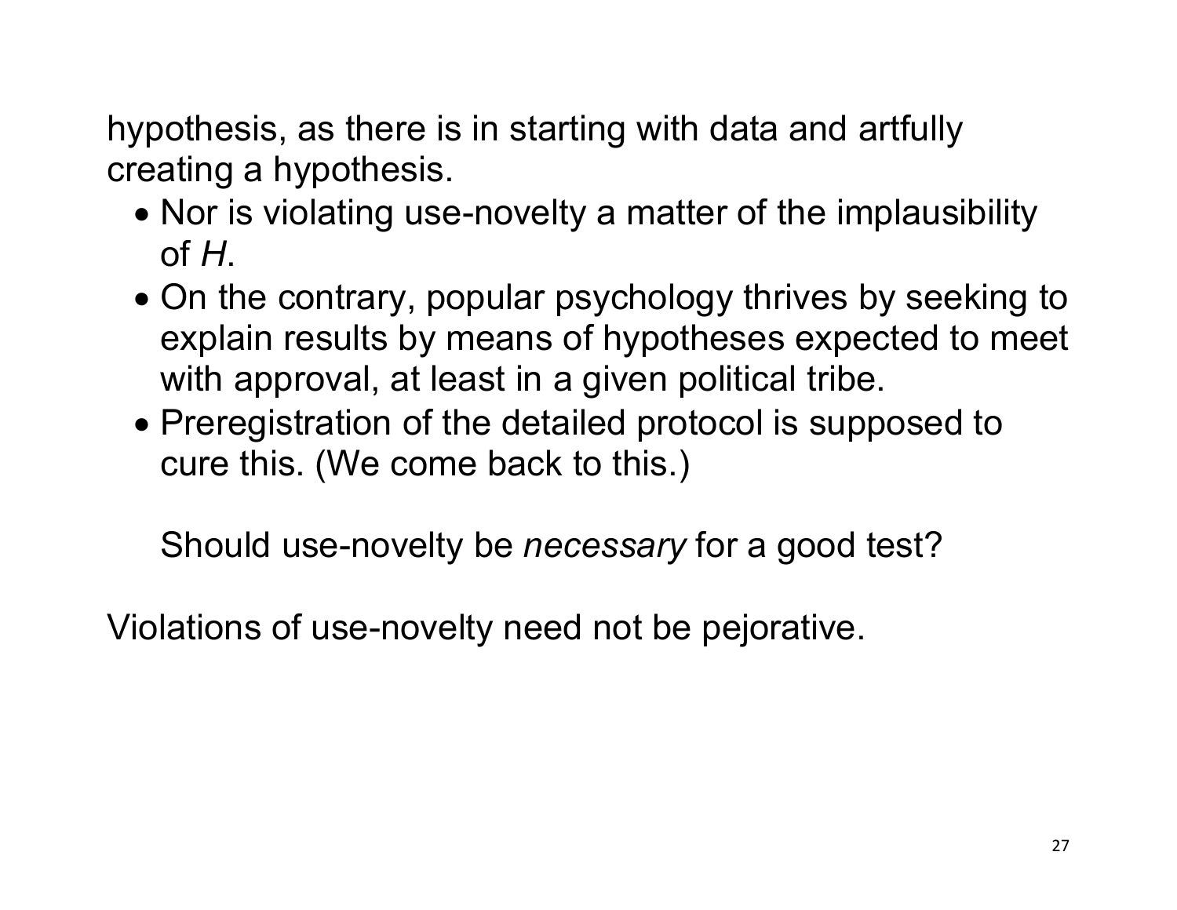hypothesis, as there is in starting with data and artfully creating a hypothesis.

- Nor is violating use-novelty a matter of the implausibility of *H*.
- On the contrary, popular psychology thrives by seeking to explain results by means of hypotheses expected to meet with approval, at least in a given political tribe.
- Preregistration of the detailed protocol is supposed to cure this. (We come back to this.)

Should use-novelty be *necessary* for a good test?

Violations of use-novelty need not be pejorative.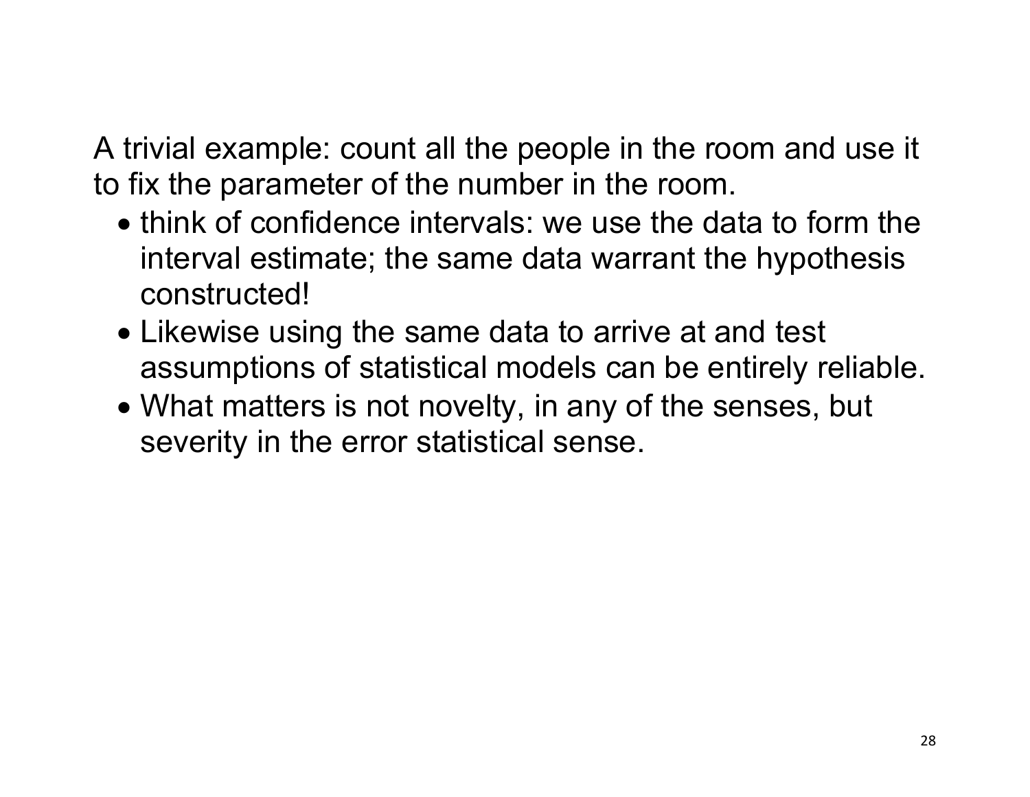A trivial example: count all the people in the room and use it to fix the parameter of the number in the room.

- think of confidence intervals: we use the data to form the interval estimate; the same data warrant the hypothesis constructed!
- Likewise using the same data to arrive at and test assumptions of statistical models can be entirely reliable.
- What matters is not novelty, in any of the senses, but severity in the error statistical sense.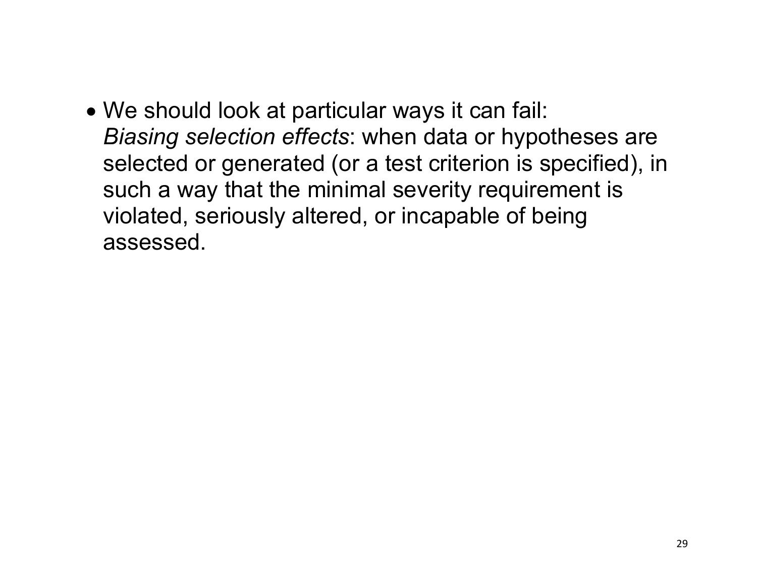- We should look at particular ways it can fail:
  *Biasing selection effects*: when data or hypotheses are selected or generated (or a test criterion is specified), in such a way that the minimal severity requirement is violated, seriously altered, or incapable of being assessed.